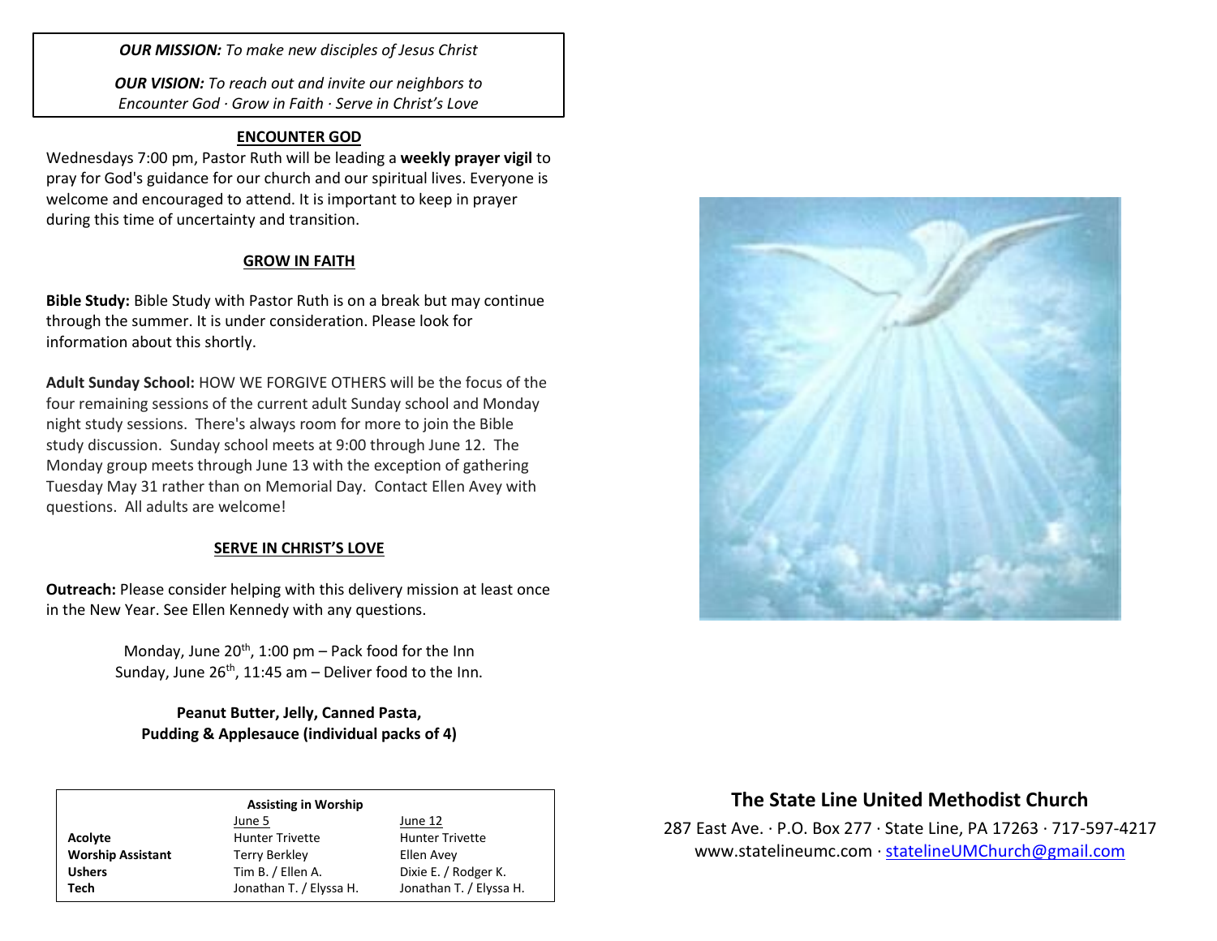***OUR MISSION:*** *To make new disciples of Jesus Christ*

***OUR VISION:*** *To reach out and invite our neighbors to Encounter God · Grow in Faith · Serve in Christ's Love*

## ENCOUNTER GOD

Wednesdays 7:00 pm, Pastor Ruth will be leading a **weekly prayer vigil** to pray for God's guidance for our church and our spiritual lives. Everyone is welcome and encouraged to attend. It is important to keep in prayer during this time of uncertainty and transition.

## GROW IN FAITH

**Bible Study:** Bible Study with Pastor Ruth is on a break but may continue through the summer. It is under consideration. Please look for information about this shortly.

**Adult Sunday School:** HOW WE FORGIVE OTHERS will be the focus of the four remaining sessions of the current adult Sunday school and Monday night study sessions. There's always room for more to join the Bible study discussion. Sunday school meets at 9:00 through June 12. The Monday group meets through June 13 with the exception of gathering Tuesday May 31 rather than on Memorial Day. Contact Ellen Avey with questions. All adults are welcome!

## SERVE IN CHRIST'S LOVE

**Outreach:** Please consider helping with this delivery mission at least once in the New Year. See Ellen Kennedy with any questions.

Monday, June 20th, 1:00 pm – Pack food for the Inn
Sunday, June 26th, 11:45 am – Deliver food to the Inn.

**Peanut Butter, Jelly, Canned Pasta,**
**Pudding & Applesauce (individual packs of 4)**

**Assisting in Worship**

| | June 5 | June 12 |
|---|---|---|
| **Acolyte** | Hunter Trivette | Hunter Trivette |
| **Worship Assistant** | Terry Berkley | Ellen Avey |
| **Ushers** | Tim B. / Ellen A. | Dixie E. / Rodger K. |
| **Tech** | Jonathan T. / Elyssa H. | Jonathan T. / Elyssa H. |

## The State Line United Methodist Church

287 East Ave. · P.O. Box 277 · State Line, PA 17263 · 717-597-4217
www.statelineumc.com · statelineUMChurch@gmail.com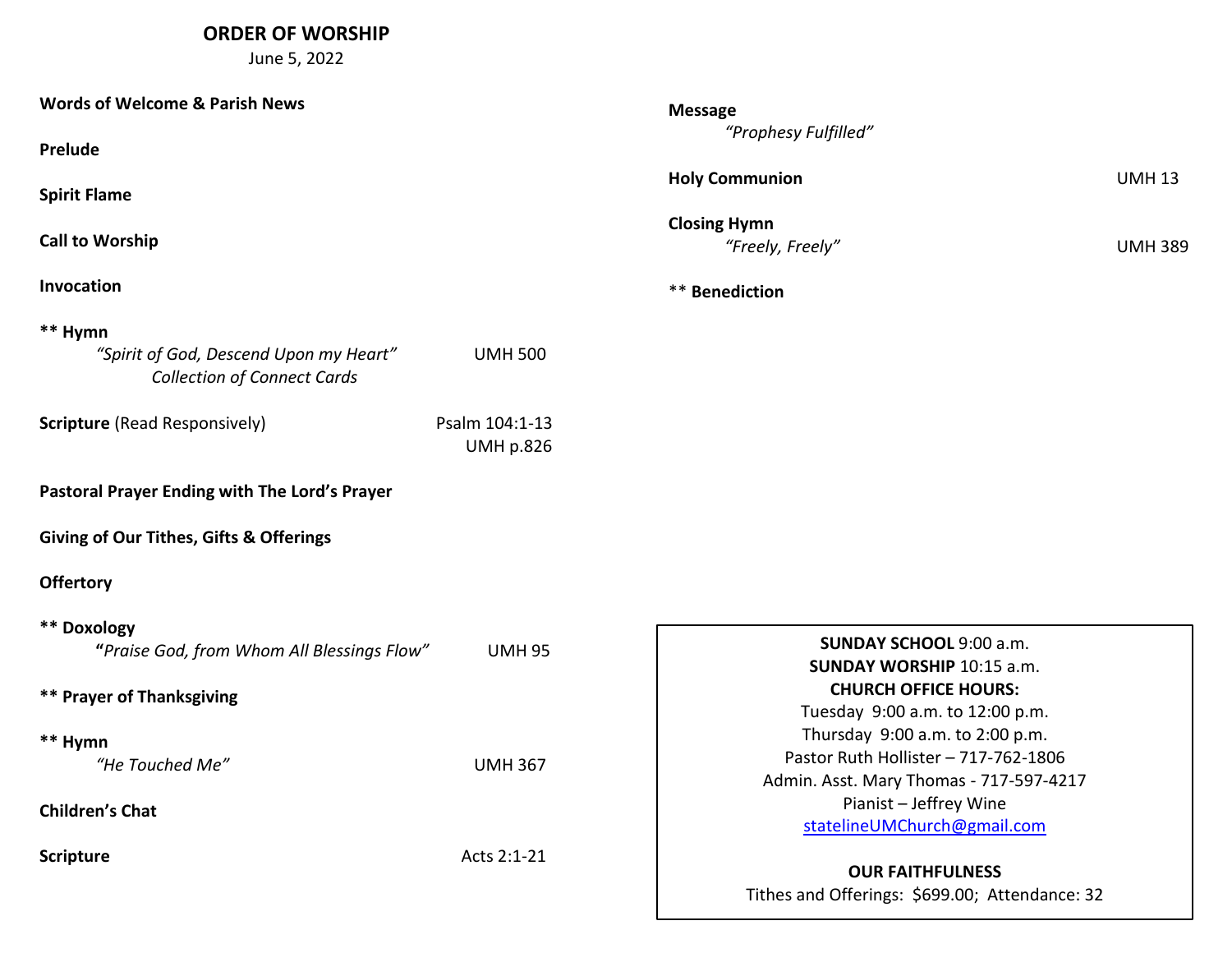## ORDER OF WORSHIP

June 5, 2022

**Words of Welcome & Parish News**

**Prelude**

**Spirit Flame**

**Call to Worship**

**Invocation**

** **Hymn**
*"Spirit of God, Descend Upon my Heart"* UMH 500
*Collection of Connect Cards*

**Scripture** (Read Responsively) Psalm 104:1-13
UMH p.826

**Pastoral Prayer Ending with The Lord's Prayer**

**Giving of Our Tithes, Gifts & Offerings**

**Offertory**

** **Doxology**
**"***Praise God, from Whom All Blessings Flow"* UMH 95

** **Prayer of Thanksgiving**

** **Hymn**
*"He Touched Me"* UMH 367

**Children's Chat**

**Scripture** Acts 2:1-21

**Message**
*"Prophesy Fulfilled"*

**Holy Communion** UMH 13

**Closing Hymn**
*"Freely, Freely"* UMH 389

** **Benediction**

---

**SUNDAY SCHOOL** 9:00 a.m.
**SUNDAY WORSHIP** 10:15 a.m.
**CHURCH OFFICE HOURS:**
Tuesday 9:00 a.m. to 12:00 p.m.
Thursday 9:00 a.m. to 2:00 p.m.
Pastor Ruth Hollister – 717-762-1806
Admin. Asst. Mary Thomas - 717-597-4217
Pianist – Jeffrey Wine
statelineUMChurch@gmail.com

**OUR FAITHFULNESS**
Tithes and Offerings: $699.00; Attendance: 32